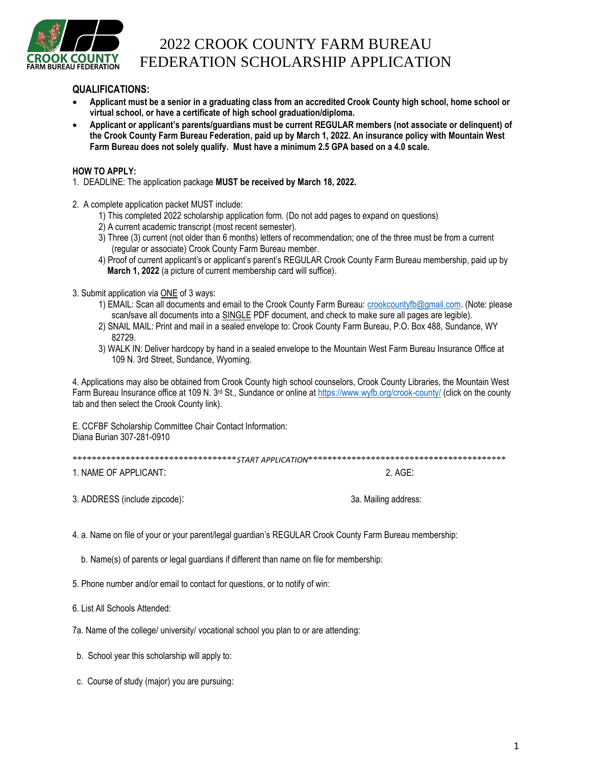# 2022 CROOK COUNTY FARM BUREAU FEDERATION SCHOLARSHIP APPLICATION

### QUALIFICATIONS:

- **Applicant must be a senior in a graduating class from an accredited Crook County high school, home school or virtual school, or have a certificate of high school graduation/diploma.**
- **Applicant or applicant's parents/guardians must be current REGULAR members (not associate or delinquent) of the Crook County Farm Bureau Federation, paid up by March 1, 2022. An insurance policy with Mountain West Farm Bureau does not solely qualify. Must have a minimum 2.5 GPA based on a 4.0 scale.**

### HOW TO APPLY:

1. DEADLINE: The application package **MUST be received by March 18, 2022.**

2. A complete application packet MUST include:
   1) This completed 2022 scholarship application form. (Do not add pages to expand on questions)
   2) A current academic transcript (most recent semester).
   3) Three (3) current (not older than 6 months) letters of recommendation; one of the three must be from a current (regular or associate) Crook County Farm Bureau member.
   4) Proof of current applicant's or applicant's parent's REGULAR Crook County Farm Bureau membership, paid up by **March 1, 2022** (a picture of current membership card will suffice).

3. Submit application via ONE of 3 ways:
   1) EMAIL: Scan all documents and email to the Crook County Farm Bureau: crookcountyfb@gmail.com. (Note: please scan/save all documents into a SINGLE PDF document, and check to make sure all pages are legible).
   2) SNAIL MAIL: Print and mail in a sealed envelope to: Crook County Farm Bureau, P.O. Box 488, Sundance, WY 82729.
   3) WALK IN: Deliver hardcopy by hand in a sealed envelope to the Mountain West Farm Bureau Insurance Office at 109 N. 3rd Street, Sundance, Wyoming.

4. Applications may also be obtained from Crook County high school counselors, Crook County Libraries, the Mountain West Farm Bureau Insurance office at 109 N. 3rd St., Sundance or online at https://www.wyfb.org/crook-county/ (click on the county tab and then select the Crook County link).

E. CCFBF Scholarship Committee Chair Contact Information:
Diana Burian 307-281-0910

*************************************START APPLICATION*******************************************

1. NAME OF APPLICANT: 2. AGE:

3. ADDRESS (include zipcode): 3a. Mailing address:

4. a. Name on file of your or your parent/legal guardian's REGULAR Crook County Farm Bureau membership:

   b. Name(s) of parents or legal guardians if different than name on file for membership:

5. Phone number and/or email to contact for questions, or to notify of win:

6. List All Schools Attended:

7a. Name of the college/ university/ vocational school you plan to or are attending:

   b. School year this scholarship will apply to:

   c. Course of study (major) you are pursuing: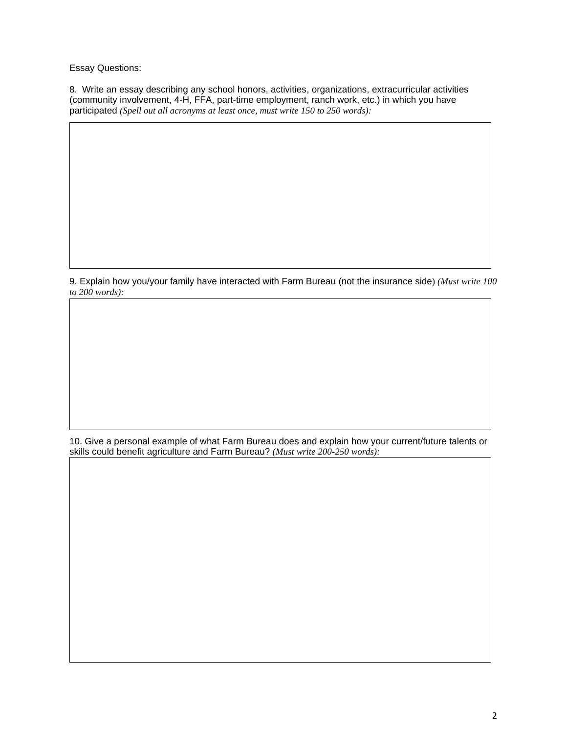Essay Questions:

8. Write an essay describing any school honors, activities, organizations, extracurricular activities (community involvement, 4-H, FFA, part-time employment, ranch work, etc.) in which you have participated *(Spell out all acronyms at least once, must write 150 to 250 words):*

9. Explain how you/your family have interacted with Farm Bureau (not the insurance side) *(Must write 100 to 200 words):*

10. Give a personal example of what Farm Bureau does and explain how your current/future talents or skills could benefit agriculture and Farm Bureau? *(Must write 200-250 words):*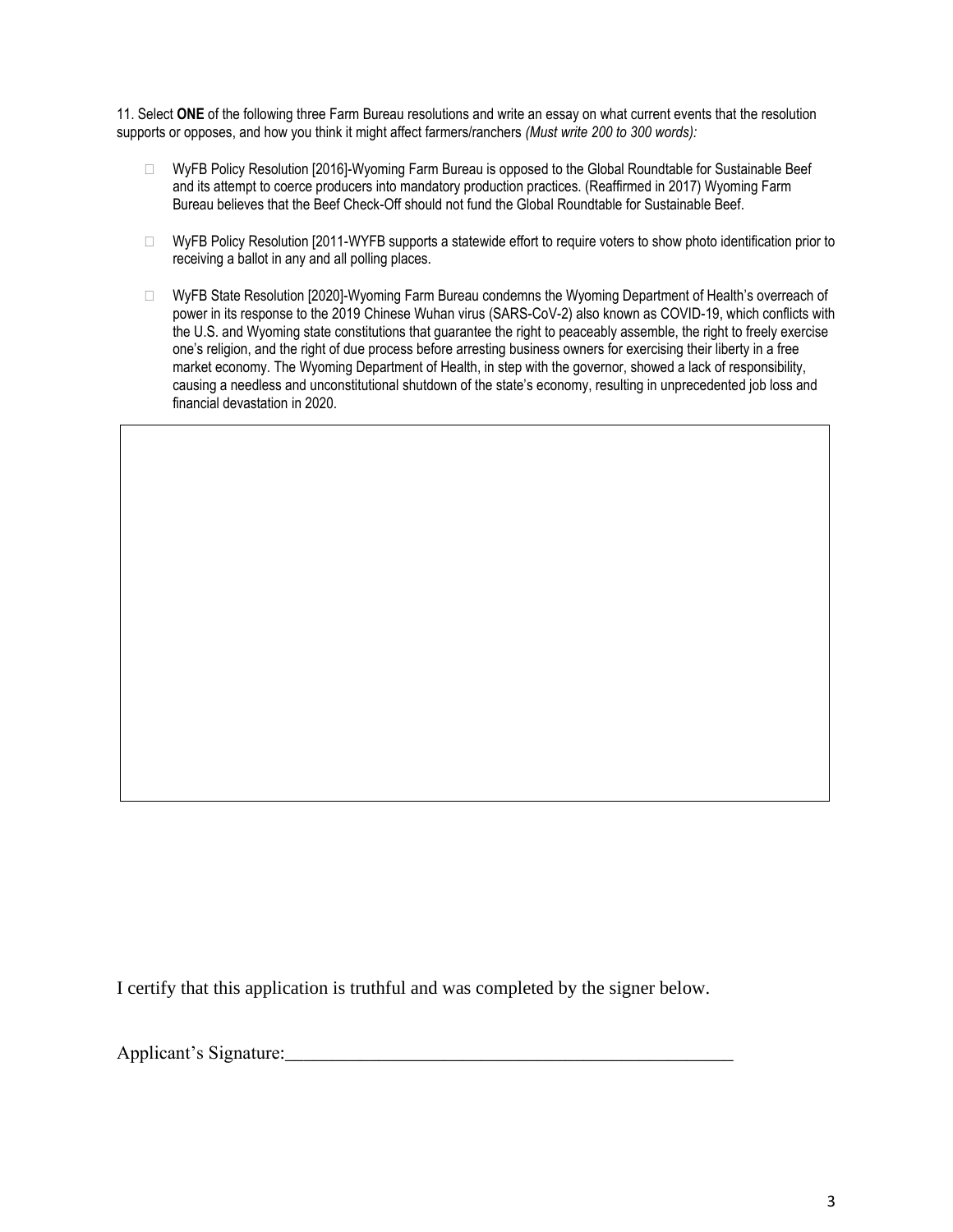11. Select **ONE** of the following three Farm Bureau resolutions and write an essay on what current events that the resolution supports or opposes, and how you think it might affect farmers/ranchers *(Must write 200 to 300 words):*

- ☐ WyFB Policy Resolution [2016]-Wyoming Farm Bureau is opposed to the Global Roundtable for Sustainable Beef and its attempt to coerce producers into mandatory production practices. (Reaffirmed in 2017) Wyoming Farm Bureau believes that the Beef Check-Off should not fund the Global Roundtable for Sustainable Beef.

- ☐ WyFB Policy Resolution [2011-WYFB supports a statewide effort to require voters to show photo identification prior to receiving a ballot in any and all polling places.

- ☐ WyFB State Resolution [2020]-Wyoming Farm Bureau condemns the Wyoming Department of Health's overreach of power in its response to the 2019 Chinese Wuhan virus (SARS-CoV-2) also known as COVID-19, which conflicts with the U.S. and Wyoming state constitutions that guarantee the right to peaceably assemble, the right to freely exercise one's religion, and the right of due process before arresting business owners for exercising their liberty in a free market economy. The Wyoming Department of Health, in step with the governor, showed a lack of responsibility, causing a needless and unconstitutional shutdown of the state's economy, resulting in unprecedented job loss and financial devastation in 2020.

I certify that this application is truthful and was completed by the signer below.

Applicant's Signature:\_\_\_\_\_\_\_\_\_\_\_\_\_\_\_\_\_\_\_\_\_\_\_\_\_\_\_\_\_\_\_\_\_\_\_\_\_\_\_\_\_\_\_\_\_\_\_\_\_\_